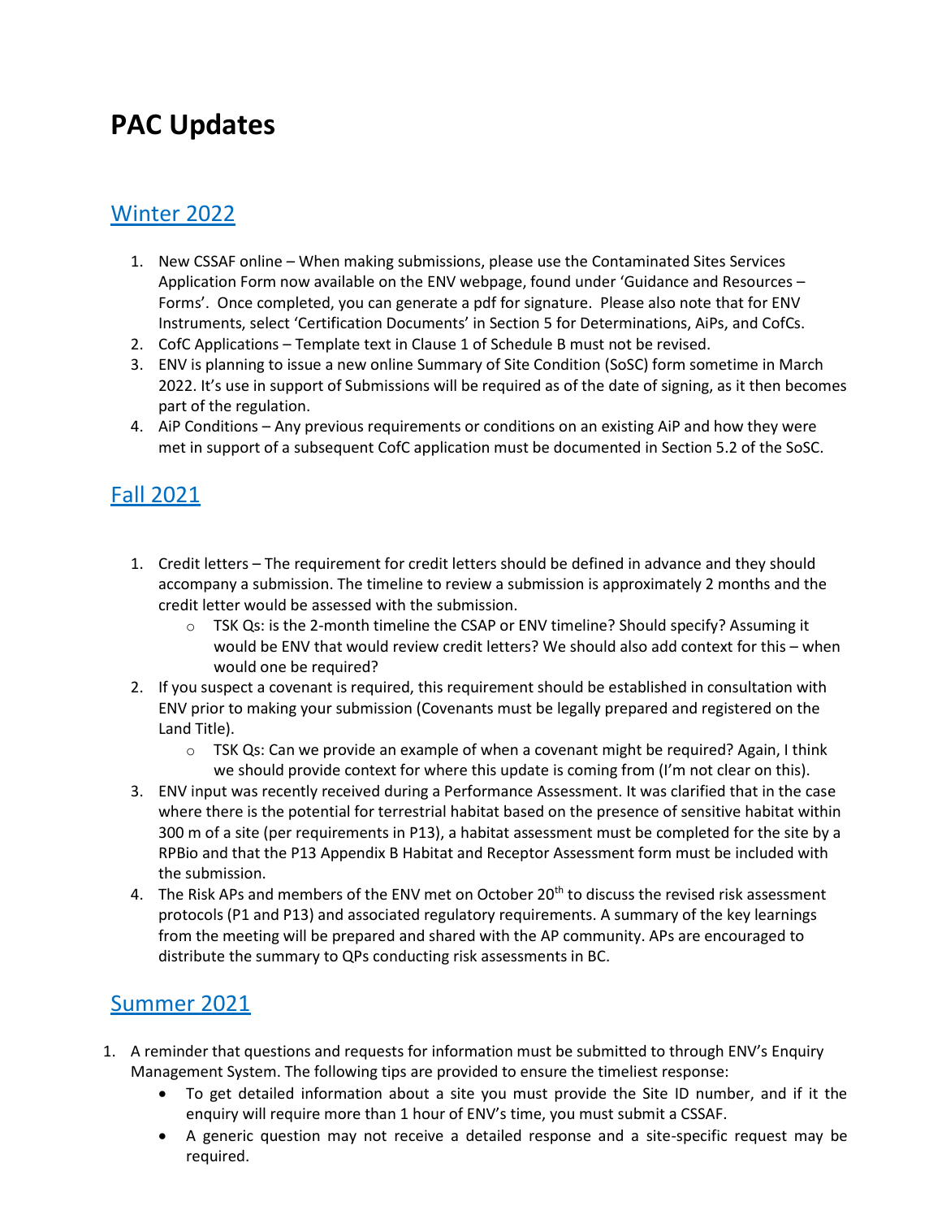# PAC Updates

## Winter 2022

1. New CSSAF online – When making submissions, please use the Contaminated Sites Services Application Form now available on the ENV webpage, found under 'Guidance and Resources – Forms'. Once completed, you can generate a pdf for signature. Please also note that for ENV Instruments, select 'Certification Documents' in Section 5 for Determinations, AiPs, and CofCs.
2. CofC Applications – Template text in Clause 1 of Schedule B must not be revised.
3. ENV is planning to issue a new online Summary of Site Condition (SoSC) form sometime in March 2022. It's use in support of Submissions will be required as of the date of signing, as it then becomes part of the regulation.
4. AiP Conditions – Any previous requirements or conditions on an existing AiP and how they were met in support of a subsequent CofC application must be documented in Section 5.2 of the SoSC.

## Fall 2021

1. Credit letters – The requirement for credit letters should be defined in advance and they should accompany a submission. The timeline to review a submission is approximately 2 months and the credit letter would be assessed with the submission.
   - TSK Qs: is the 2-month timeline the CSAP or ENV timeline? Should specify? Assuming it would be ENV that would review credit letters? We should also add context for this – when would one be required?
2. If you suspect a covenant is required, this requirement should be established in consultation with ENV prior to making your submission (Covenants must be legally prepared and registered on the Land Title).
   - TSK Qs: Can we provide an example of when a covenant might be required? Again, I think we should provide context for where this update is coming from (I'm not clear on this).
3. ENV input was recently received during a Performance Assessment. It was clarified that in the case where there is the potential for terrestrial habitat based on the presence of sensitive habitat within 300 m of a site (per requirements in P13), a habitat assessment must be completed for the site by a RPBio and that the P13 Appendix B Habitat and Receptor Assessment form must be included with the submission.
4. The Risk APs and members of the ENV met on October 20th to discuss the revised risk assessment protocols (P1 and P13) and associated regulatory requirements. A summary of the key learnings from the meeting will be prepared and shared with the AP community. APs are encouraged to distribute the summary to QPs conducting risk assessments in BC.

## Summer 2021

1. A reminder that questions and requests for information must be submitted to through ENV's Enquiry Management System. The following tips are provided to ensure the timeliest response:
   - To get detailed information about a site you must provide the Site ID number, and if it the enquiry will require more than 1 hour of ENV's time, you must submit a CSSAF.
   - A generic question may not receive a detailed response and a site-specific request may be required.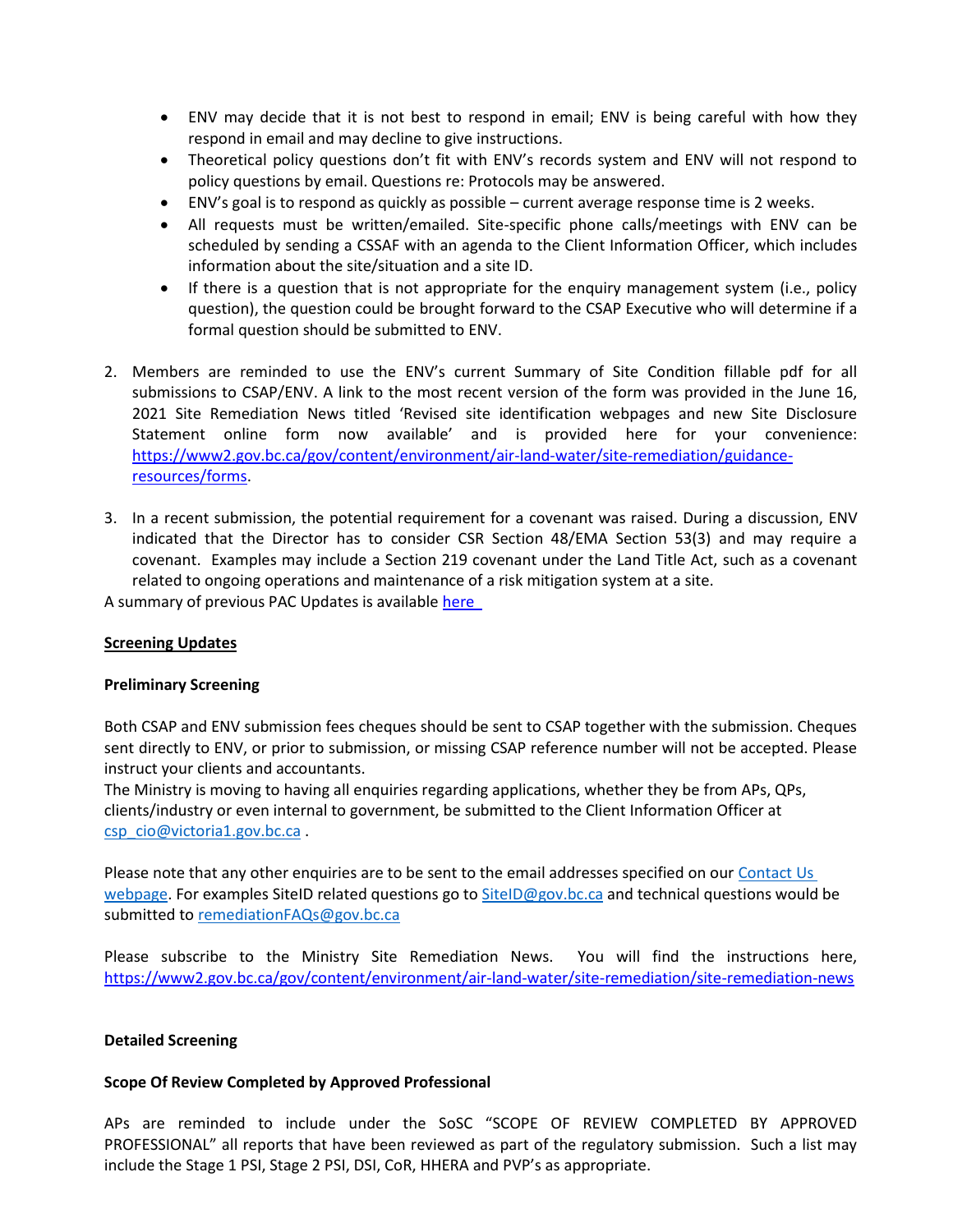- ENV may decide that it is not best to respond in email; ENV is being careful with how they respond in email and may decline to give instructions.
- Theoretical policy questions don't fit with ENV's records system and ENV will not respond to policy questions by email. Questions re: Protocols may be answered.
- ENV's goal is to respond as quickly as possible – current average response time is 2 weeks.
- All requests must be written/emailed. Site-specific phone calls/meetings with ENV can be scheduled by sending a CSSAF with an agenda to the Client Information Officer, which includes information about the site/situation and a site ID.
- If there is a question that is not appropriate for the enquiry management system (i.e., policy question), the question could be brought forward to the CSAP Executive who will determine if a formal question should be submitted to ENV.

2. Members are reminded to use the ENV's current Summary of Site Condition fillable pdf for all submissions to CSAP/ENV. A link to the most recent version of the form was provided in the June 16, 2021 Site Remediation News titled 'Revised site identification webpages and new Site Disclosure Statement online form now available' and is provided here for your convenience: [https://www2.gov.bc.ca/gov/content/environment/air-land-water/site-remediation/guidance-resources/forms](https://www2.gov.bc.ca/gov/content/environment/air-land-water/site-remediation/guidance-resources/forms).

3. In a recent submission, the potential requirement for a covenant was raised. During a discussion, ENV indicated that the Director has to consider CSR Section 48/EMA Section 53(3) and may require a covenant. Examples may include a Section 219 covenant under the Land Title Act, such as a covenant related to ongoing operations and maintenance of a risk mitigation system at a site.

A summary of previous PAC Updates is available here

## Screening Updates

### Preliminary Screening

Both CSAP and ENV submission fees cheques should be sent to CSAP together with the submission. Cheques sent directly to ENV, or prior to submission, or missing CSAP reference number will not be accepted. Please instruct your clients and accountants.

The Ministry is moving to having all enquiries regarding applications, whether they be from APs, QPs, clients/industry or even internal to government, be submitted to the Client Information Officer at csp_cio@victoria1.gov.bc.ca .

Please note that any other enquiries are to be sent to the email addresses specified on our Contact Us webpage. For examples SiteID related questions go to SiteID@gov.bc.ca and technical questions would be submitted to remediationFAQs@gov.bc.ca

Please subscribe to the Ministry Site Remediation News. You will find the instructions here, [https://www2.gov.bc.ca/gov/content/environment/air-land-water/site-remediation/site-remediation-news](https://www2.gov.bc.ca/gov/content/environment/air-land-water/site-remediation/site-remediation-news)

### Detailed Screening

#### Scope Of Review Completed by Approved Professional

APs are reminded to include under the SoSC "SCOPE OF REVIEW COMPLETED BY APPROVED PROFESSIONAL" all reports that have been reviewed as part of the regulatory submission. Such a list may include the Stage 1 PSI, Stage 2 PSI, DSI, CoR, HHERA and PVP's as appropriate.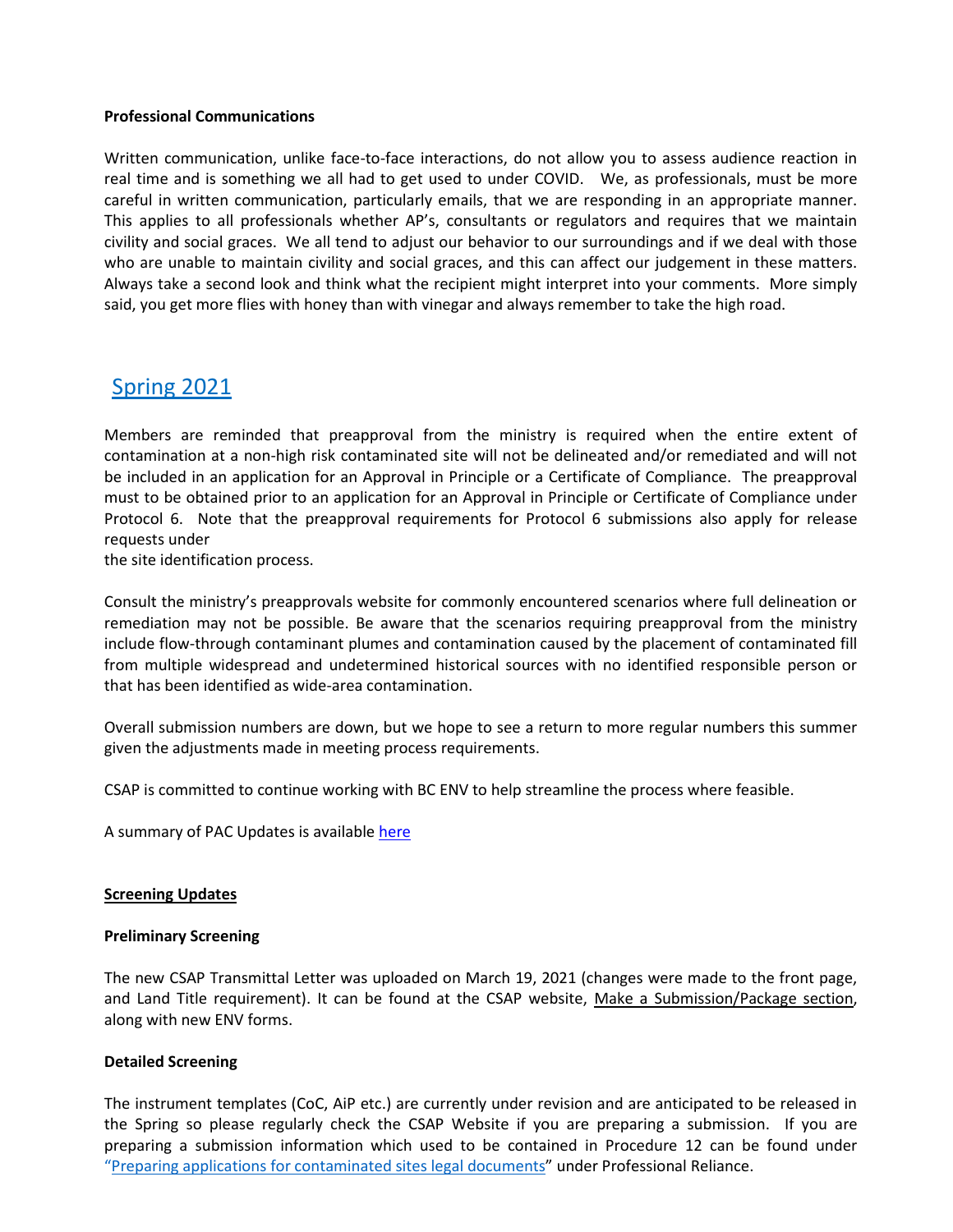**Professional Communications**

Written communication, unlike face-to-face interactions, do not allow you to assess audience reaction in real time and is something we all had to get used to under COVID. We, as professionals, must be more careful in written communication, particularly emails, that we are responding in an appropriate manner. This applies to all professionals whether AP's, consultants or regulators and requires that we maintain civility and social graces. We all tend to adjust our behavior to our surroundings and if we deal with those who are unable to maintain civility and social graces, and this can affect our judgement in these matters. Always take a second look and think what the recipient might interpret into your comments. More simply said, you get more flies with honey than with vinegar and always remember to take the high road.

## Spring 2021

Members are reminded that preapproval from the ministry is required when the entire extent of contamination at a non-high risk contaminated site will not be delineated and/or remediated and will not be included in an application for an Approval in Principle or a Certificate of Compliance. The preapproval must to be obtained prior to an application for an Approval in Principle or Certificate of Compliance under Protocol 6. Note that the preapproval requirements for Protocol 6 submissions also apply for release requests under
the site identification process.

Consult the ministry's preapprovals website for commonly encountered scenarios where full delineation or remediation may not be possible. Be aware that the scenarios requiring preapproval from the ministry include flow-through contaminant plumes and contamination caused by the placement of contaminated fill from multiple widespread and undetermined historical sources with no identified responsible person or that has been identified as wide-area contamination.

Overall submission numbers are down, but we hope to see a return to more regular numbers this summer given the adjustments made in meeting process requirements.

CSAP is committed to continue working with BC ENV to help streamline the process where feasible.

A summary of PAC Updates is available here

**Screening Updates**

**Preliminary Screening**

The new CSAP Transmittal Letter was uploaded on March 19, 2021 (changes were made to the front page, and Land Title requirement). It can be found at the CSAP website, Make a Submission/Package section, along with new ENV forms.

**Detailed Screening**

The instrument templates (CoC, AiP etc.) are currently under revision and are anticipated to be released in the Spring so please regularly check the CSAP Website if you are preparing a submission. If you are preparing a submission information which used to be contained in Procedure 12 can be found under "Preparing applications for contaminated sites legal documents" under Professional Reliance.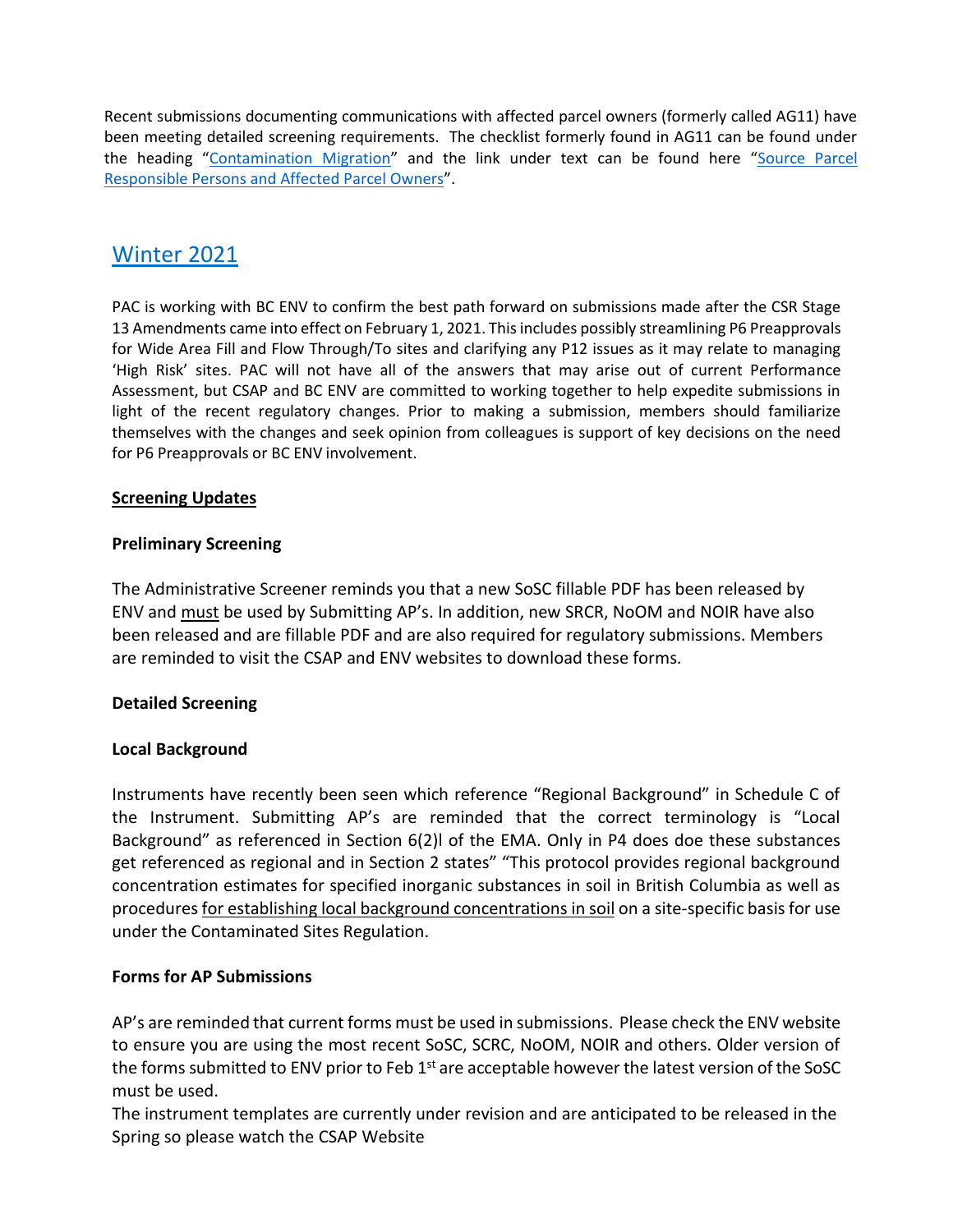Recent submissions documenting communications with affected parcel owners (formerly called AG11) have been meeting detailed screening requirements. The checklist formerly found in AG11 can be found under the heading "Contamination Migration" and the link under text can be found here "Source Parcel Responsible Persons and Affected Parcel Owners".

## Winter 2021

PAC is working with BC ENV to confirm the best path forward on submissions made after the CSR Stage 13 Amendments came into effect on February 1, 2021. This includes possibly streamlining P6 Preapprovals for Wide Area Fill and Flow Through/To sites and clarifying any P12 issues as it may relate to managing 'High Risk' sites. PAC will not have all of the answers that may arise out of current Performance Assessment, but CSAP and BC ENV are committed to working together to help expedite submissions in light of the recent regulatory changes. Prior to making a submission, members should familiarize themselves with the changes and seek opinion from colleagues is support of key decisions on the need for P6 Preapprovals or BC ENV involvement.

**Screening Updates**

**Preliminary Screening**

The Administrative Screener reminds you that a new SoSC fillable PDF has been released by ENV and must be used by Submitting AP's. In addition, new SRCR, NoOM and NOIR have also been released and are fillable PDF and are also required for regulatory submissions. Members are reminded to visit the CSAP and ENV websites to download these forms.

**Detailed Screening**

**Local Background**

Instruments have recently been seen which reference "Regional Background" in Schedule C of the Instrument. Submitting AP's are reminded that the correct terminology is "Local Background" as referenced in Section 6(2)l of the EMA. Only in P4 does doe these substances get referenced as regional and in Section 2 states" "This protocol provides regional background concentration estimates for specified inorganic substances in soil in British Columbia as well as procedures for establishing local background concentrations in soil on a site-specific basis for use under the Contaminated Sites Regulation.

**Forms for AP Submissions**

AP's are reminded that current forms must be used in submissions. Please check the ENV website to ensure you are using the most recent SoSC, SCRC, NoOM, NOIR and others. Older version of the forms submitted to ENV prior to Feb 1st are acceptable however the latest version of the SoSC must be used.

The instrument templates are currently under revision and are anticipated to be released in the Spring so please watch the CSAP Website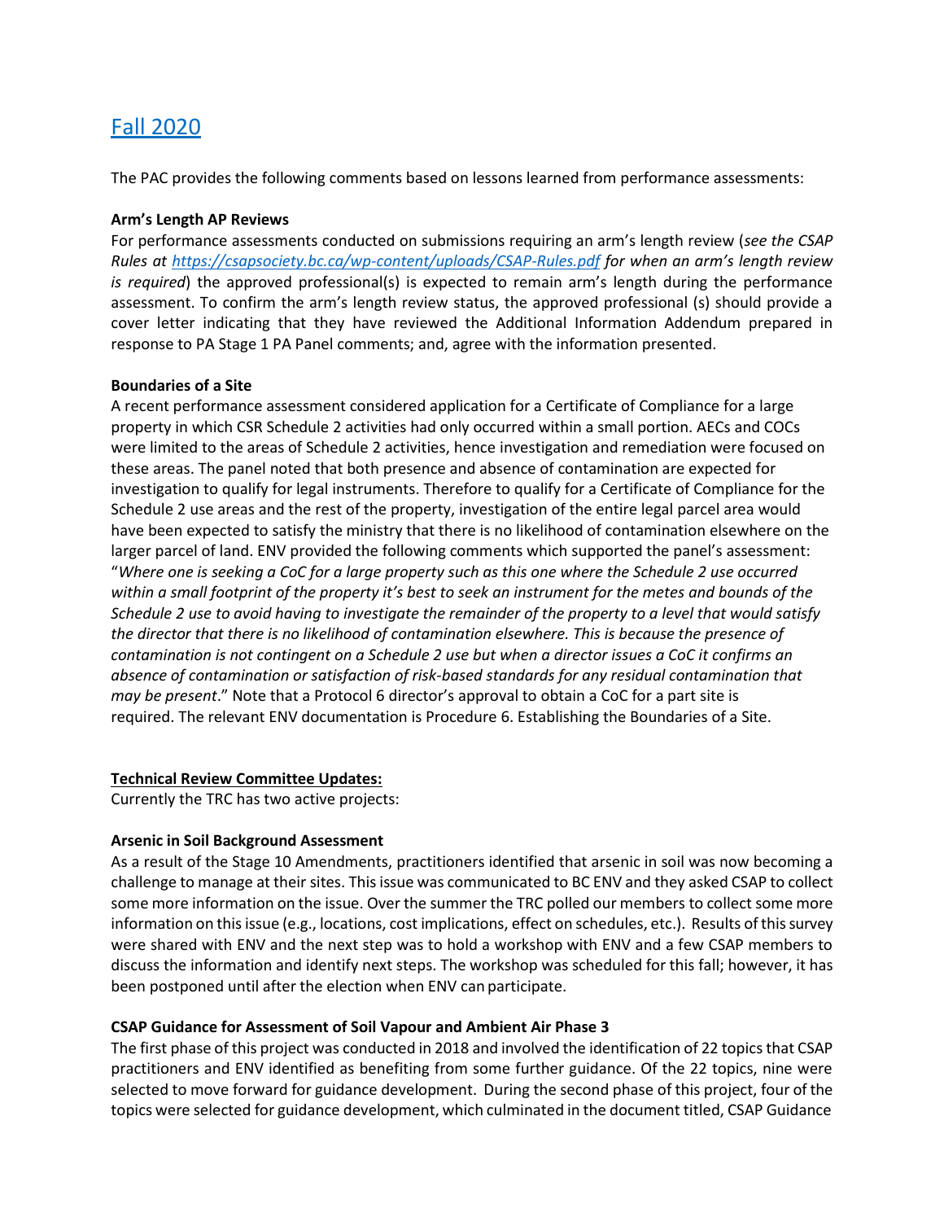## [Fall 2020]()

The PAC provides the following comments based on lessons learned from performance assessments:

**Arm's Length AP Reviews**

For performance assessments conducted on submissions requiring an arm's length review (*see the CSAP Rules at [https://csapsociety.bc.ca/wp-content/uploads/CSAP-Rules.pdf](https://csapsociety.bc.ca/wp-content/uploads/CSAP-Rules.pdf) for when an arm's length review is required*) the approved professional(s) is expected to remain arm's length during the performance assessment. To confirm the arm's length review status, the approved professional (s) should provide a cover letter indicating that they have reviewed the Additional Information Addendum prepared in response to PA Stage 1 PA Panel comments; and, agree with the information presented.

**Boundaries of a Site**

A recent performance assessment considered application for a Certificate of Compliance for a large property in which CSR Schedule 2 activities had only occurred within a small portion. AECs and COCs were limited to the areas of Schedule 2 activities, hence investigation and remediation were focused on these areas. The panel noted that both presence and absence of contamination are expected for investigation to qualify for legal instruments. Therefore to qualify for a Certificate of Compliance for the Schedule 2 use areas and the rest of the property, investigation of the entire legal parcel area would have been expected to satisfy the ministry that there is no likelihood of contamination elsewhere on the larger parcel of land. ENV provided the following comments which supported the panel's assessment: "*Where one is seeking a CoC for a large property such as this one where the Schedule 2 use occurred within a small footprint of the property it's best to seek an instrument for the metes and bounds of the Schedule 2 use to avoid having to investigate the remainder of the property to a level that would satisfy the director that there is no likelihood of contamination elsewhere. This is because the presence of contamination is not contingent on a Schedule 2 use but when a director issues a CoC it confirms an absence of contamination or satisfaction of risk-based standards for any residual contamination that may be present*." Note that a Protocol 6 director's approval to obtain a CoC for a part site is required. The relevant ENV documentation is Procedure 6. Establishing the Boundaries of a Site.

**<u>Technical Review Committee Updates:</u>**

Currently the TRC has two active projects:

**Arsenic in Soil Background Assessment**

As a result of the Stage 10 Amendments, practitioners identified that arsenic in soil was now becoming a challenge to manage at their sites. This issue was communicated to BC ENV and they asked CSAP to collect some more information on the issue. Over the summer the TRC polled our members to collect some more information on this issue (e.g., locations, cost implications, effect on schedules, etc.). Results of this survey were shared with ENV and the next step was to hold a workshop with ENV and a few CSAP members to discuss the information and identify next steps. The workshop was scheduled for this fall; however, it has been postponed until after the election when ENV can participate.

**CSAP Guidance for Assessment of Soil Vapour and Ambient Air Phase 3**

The first phase of this project was conducted in 2018 and involved the identification of 22 topics that CSAP practitioners and ENV identified as benefiting from some further guidance. Of the 22 topics, nine were selected to move forward for guidance development. During the second phase of this project, four of the topics were selected for guidance development, which culminated in the document titled, CSAP Guidance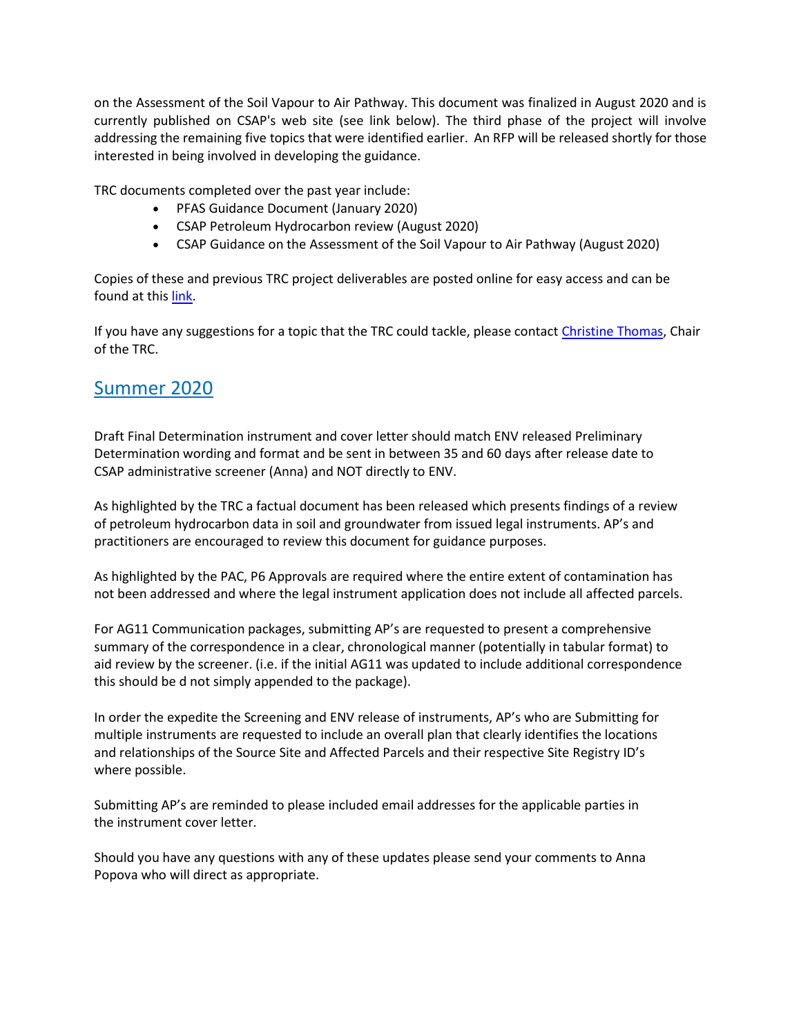on the Assessment of the Soil Vapour to Air Pathway. This document was finalized in August 2020 and is currently published on CSAP's web site (see link below). The third phase of the project will involve addressing the remaining five topics that were identified earlier. An RFP will be released shortly for those interested in being involved in developing the guidance.

TRC documents completed over the past year include:

- PFAS Guidance Document (January 2020)
- CSAP Petroleum Hydrocarbon review (August 2020)
- CSAP Guidance on the Assessment of the Soil Vapour to Air Pathway (August 2020)

Copies of these and previous TRC project deliverables are posted online for easy access and can be found at this link.

If you have any suggestions for a topic that the TRC could tackle, please contact Christine Thomas, Chair of the TRC.

## Summer 2020

Draft Final Determination instrument and cover letter should match ENV released Preliminary Determination wording and format and be sent in between 35 and 60 days after release date to CSAP administrative screener (Anna) and NOT directly to ENV.

As highlighted by the TRC a factual document has been released which presents findings of a review of petroleum hydrocarbon data in soil and groundwater from issued legal instruments. AP's and practitioners are encouraged to review this document for guidance purposes.

As highlighted by the PAC, P6 Approvals are required where the entire extent of contamination has not been addressed and where the legal instrument application does not include all affected parcels.

For AG11 Communication packages, submitting AP's are requested to present a comprehensive summary of the correspondence in a clear, chronological manner (potentially in tabular format) to aid review by the screener. (i.e. if the initial AG11 was updated to include additional correspondence this should be d not simply appended to the package).

In order the expedite the Screening and ENV release of instruments, AP's who are Submitting for multiple instruments are requested to include an overall plan that clearly identifies the locations and relationships of the Source Site and Affected Parcels and their respective Site Registry ID's where possible.

Submitting AP's are reminded to please included email addresses for the applicable parties in the instrument cover letter.

Should you have any questions with any of these updates please send your comments to Anna Popova who will direct as appropriate.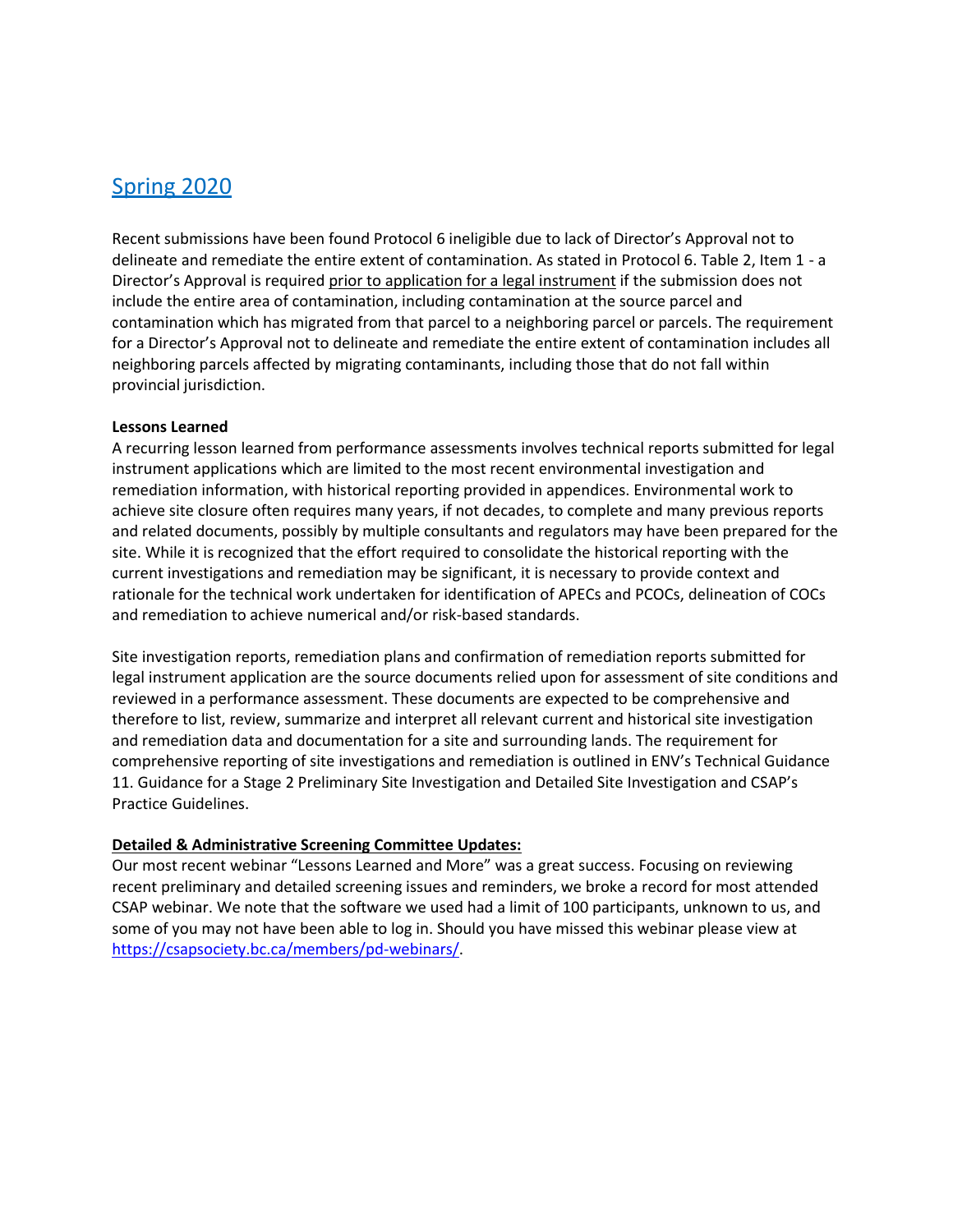## Spring 2020

Recent submissions have been found Protocol 6 ineligible due to lack of Director's Approval not to delineate and remediate the entire extent of contamination. As stated in Protocol 6. Table 2, Item 1 - a Director's Approval is required prior to application for a legal instrument if the submission does not include the entire area of contamination, including contamination at the source parcel and contamination which has migrated from that parcel to a neighboring parcel or parcels. The requirement for a Director's Approval not to delineate and remediate the entire extent of contamination includes all neighboring parcels affected by migrating contaminants, including those that do not fall within provincial jurisdiction.

**Lessons Learned**

A recurring lesson learned from performance assessments involves technical reports submitted for legal instrument applications which are limited to the most recent environmental investigation and remediation information, with historical reporting provided in appendices. Environmental work to achieve site closure often requires many years, if not decades, to complete and many previous reports and related documents, possibly by multiple consultants and regulators may have been prepared for the site. While it is recognized that the effort required to consolidate the historical reporting with the current investigations and remediation may be significant, it is necessary to provide context and rationale for the technical work undertaken for identification of APECs and PCOCs, delineation of COCs and remediation to achieve numerical and/or risk-based standards.

Site investigation reports, remediation plans and confirmation of remediation reports submitted for legal instrument application are the source documents relied upon for assessment of site conditions and reviewed in a performance assessment. These documents are expected to be comprehensive and therefore to list, review, summarize and interpret all relevant current and historical site investigation and remediation data and documentation for a site and surrounding lands. The requirement for comprehensive reporting of site investigations and remediation is outlined in ENV's Technical Guidance 11. Guidance for a Stage 2 Preliminary Site Investigation and Detailed Site Investigation and CSAP's Practice Guidelines.

**Detailed & Administrative Screening Committee Updates:**

Our most recent webinar "Lessons Learned and More" was a great success. Focusing on reviewing recent preliminary and detailed screening issues and reminders, we broke a record for most attended CSAP webinar. We note that the software we used had a limit of 100 participants, unknown to us, and some of you may not have been able to log in. Should you have missed this webinar please view at https://csapsociety.bc.ca/members/pd-webinars/.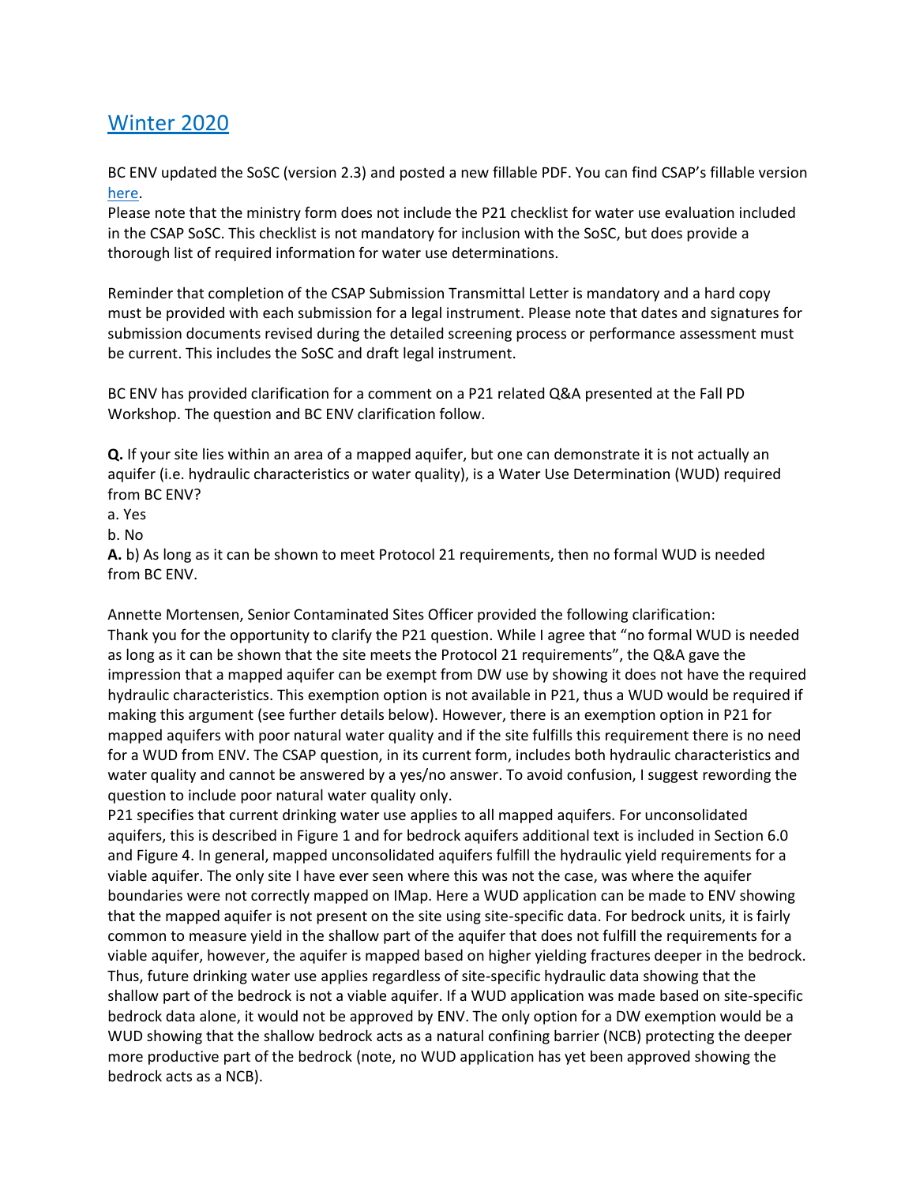## [Winter 2020]

BC ENV updated the SoSC (version 2.3) and posted a new fillable PDF. You can find CSAP's fillable version [here].
Please note that the ministry form does not include the P21 checklist for water use evaluation included in the CSAP SoSC. This checklist is not mandatory for inclusion with the SoSC, but does provide a thorough list of required information for water use determinations.

Reminder that completion of the CSAP Submission Transmittal Letter is mandatory and a hard copy must be provided with each submission for a legal instrument. Please note that dates and signatures for submission documents revised during the detailed screening process or performance assessment must be current. This includes the SoSC and draft legal instrument.

BC ENV has provided clarification for a comment on a P21 related Q&A presented at the Fall PD Workshop. The question and BC ENV clarification follow.

**Q.** If your site lies within an area of a mapped aquifer, but one can demonstrate it is not actually an aquifer (i.e. hydraulic characteristics or water quality), is a Water Use Determination (WUD) required from BC ENV?

a. Yes

b. No

**A.** b) As long as it can be shown to meet Protocol 21 requirements, then no formal WUD is needed from BC ENV.

Annette Mortensen, Senior Contaminated Sites Officer provided the following clarification:
Thank you for the opportunity to clarify the P21 question. While I agree that "no formal WUD is needed as long as it can be shown that the site meets the Protocol 21 requirements", the Q&A gave the impression that a mapped aquifer can be exempt from DW use by showing it does not have the required hydraulic characteristics. This exemption option is not available in P21, thus a WUD would be required if making this argument (see further details below). However, there is an exemption option in P21 for mapped aquifers with poor natural water quality and if the site fulfills this requirement there is no need for a WUD from ENV. The CSAP question, in its current form, includes both hydraulic characteristics and water quality and cannot be answered by a yes/no answer. To avoid confusion, I suggest rewording the question to include poor natural water quality only.
P21 specifies that current drinking water use applies to all mapped aquifers. For unconsolidated aquifers, this is described in Figure 1 and for bedrock aquifers additional text is included in Section 6.0 and Figure 4. In general, mapped unconsolidated aquifers fulfill the hydraulic yield requirements for a viable aquifer. The only site I have ever seen where this was not the case, was where the aquifer boundaries were not correctly mapped on IMap. Here a WUD application can be made to ENV showing that the mapped aquifer is not present on the site using site-specific data. For bedrock units, it is fairly common to measure yield in the shallow part of the aquifer that does not fulfill the requirements for a viable aquifer, however, the aquifer is mapped based on higher yielding fractures deeper in the bedrock. Thus, future drinking water use applies regardless of site-specific hydraulic data showing that the shallow part of the bedrock is not a viable aquifer. If a WUD application was made based on site-specific bedrock data alone, it would not be approved by ENV. The only option for a DW exemption would be a WUD showing that the shallow bedrock acts as a natural confining barrier (NCB) protecting the deeper more productive part of the bedrock (note, no WUD application has yet been approved showing the bedrock acts as a NCB).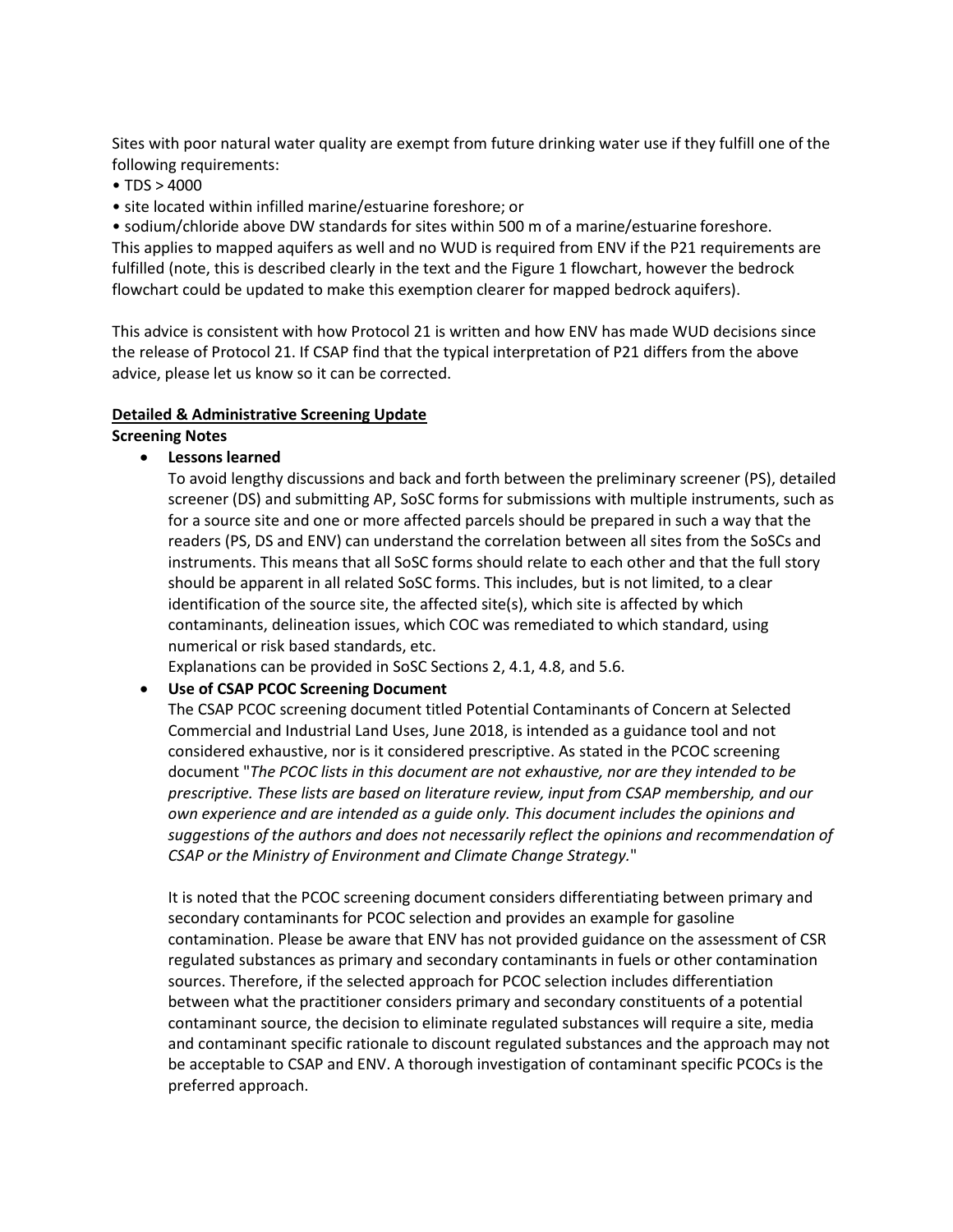Sites with poor natural water quality are exempt from future drinking water use if they fulfill one of the following requirements:

- TDS > 4000
- site located within infilled marine/estuarine foreshore; or
- sodium/chloride above DW standards for sites within 500 m of a marine/estuarine foreshore.

This applies to mapped aquifers as well and no WUD is required from ENV if the P21 requirements are fulfilled (note, this is described clearly in the text and the Figure 1 flowchart, however the bedrock flowchart could be updated to make this exemption clearer for mapped bedrock aquifers).

This advice is consistent with how Protocol 21 is written and how ENV has made WUD decisions since the release of Protocol 21. If CSAP find that the typical interpretation of P21 differs from the above advice, please let us know so it can be corrected.

**Detailed & Administrative Screening Update**

**Screening Notes**

- **Lessons learned**

  To avoid lengthy discussions and back and forth between the preliminary screener (PS), detailed screener (DS) and submitting AP, SoSC forms for submissions with multiple instruments, such as for a source site and one or more affected parcels should be prepared in such a way that the readers (PS, DS and ENV) can understand the correlation between all sites from the SoSCs and instruments. This means that all SoSC forms should relate to each other and that the full story should be apparent in all related SoSC forms. This includes, but is not limited, to a clear identification of the source site, the affected site(s), which site is affected by which contaminants, delineation issues, which COC was remediated to which standard, using numerical or risk based standards, etc.

  Explanations can be provided in SoSC Sections 2, 4.1, 4.8, and 5.6.

- **Use of CSAP PCOC Screening Document**

  The CSAP PCOC screening document titled Potential Contaminants of Concern at Selected Commercial and Industrial Land Uses, June 2018, is intended as a guidance tool and not considered exhaustive, nor is it considered prescriptive. As stated in the PCOC screening document "*The PCOC lists in this document are not exhaustive, nor are they intended to be prescriptive. These lists are based on literature review, input from CSAP membership, and our own experience and are intended as a guide only. This document includes the opinions and suggestions of the authors and does not necessarily reflect the opinions and recommendation of CSAP or the Ministry of Environment and Climate Change Strategy.*"

  It is noted that the PCOC screening document considers differentiating between primary and secondary contaminants for PCOC selection and provides an example for gasoline contamination. Please be aware that ENV has not provided guidance on the assessment of CSR regulated substances as primary and secondary contaminants in fuels or other contamination sources. Therefore, if the selected approach for PCOC selection includes differentiation between what the practitioner considers primary and secondary constituents of a potential contaminant source, the decision to eliminate regulated substances will require a site, media and contaminant specific rationale to discount regulated substances and the approach may not be acceptable to CSAP and ENV. A thorough investigation of contaminant specific PCOCs is the preferred approach.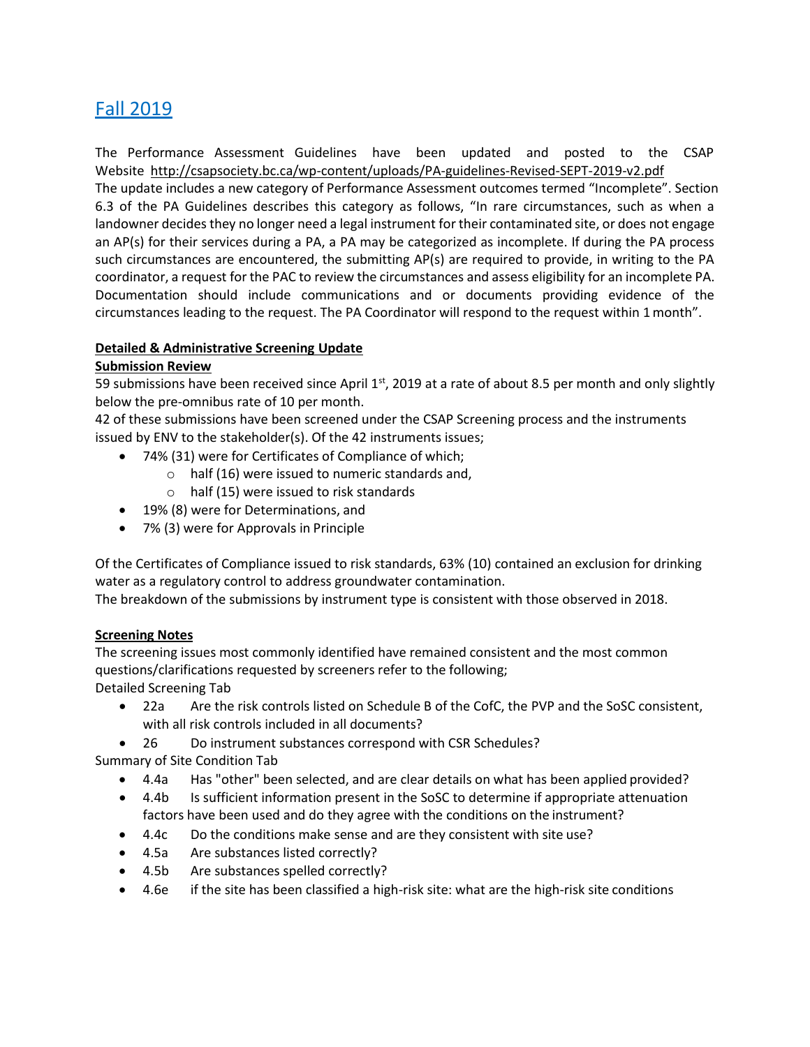# [Fall 2019]()

The Performance Assessment Guidelines have been updated and posted to the CSAP Website http://csapsociety.bc.ca/wp-content/uploads/PA-guidelines-Revised-SEPT-2019-v2.pdf
The update includes a new category of Performance Assessment outcomes termed "Incomplete". Section 6.3 of the PA Guidelines describes this category as follows, "In rare circumstances, such as when a landowner decides they no longer need a legal instrument for their contaminated site, or does not engage an AP(s) for their services during a PA, a PA may be categorized as incomplete. If during the PA process such circumstances are encountered, the submitting AP(s) are required to provide, in writing to the PA coordinator, a request for the PAC to review the circumstances and assess eligibility for an incomplete PA. Documentation should include communications and or documents providing evidence of the circumstances leading to the request. The PA Coordinator will respond to the request within 1 month".

**Detailed & Administrative Screening Update**

**Submission Review**

59 submissions have been received since April 1st, 2019 at a rate of about 8.5 per month and only slightly below the pre-omnibus rate of 10 per month.
42 of these submissions have been screened under the CSAP Screening process and the instruments issued by ENV to the stakeholder(s). Of the 42 instruments issues;

- 74% (31) were for Certificates of Compliance of which;
  - half (16) were issued to numeric standards and,
  - half (15) were issued to risk standards
- 19% (8) were for Determinations, and
- 7% (3) were for Approvals in Principle

Of the Certificates of Compliance issued to risk standards, 63% (10) contained an exclusion for drinking water as a regulatory control to address groundwater contamination.
The breakdown of the submissions by instrument type is consistent with those observed in 2018.

**Screening Notes**

The screening issues most commonly identified have remained consistent and the most common questions/clarifications requested by screeners refer to the following;
Detailed Screening Tab

- 22a Are the risk controls listed on Schedule B of the CofC, the PVP and the SoSC consistent, with all risk controls included in all documents?
- 26 Do instrument substances correspond with CSR Schedules?

Summary of Site Condition Tab

- 4.4a Has "other" been selected, and are clear details on what has been applied provided?
- 4.4b Is sufficient information present in the SoSC to determine if appropriate attenuation factors have been used and do they agree with the conditions on the instrument?
- 4.4c Do the conditions make sense and are they consistent with site use?
- 4.5a Are substances listed correctly?
- 4.5b Are substances spelled correctly?
- 4.6e if the site has been classified a high-risk site: what are the high-risk site conditions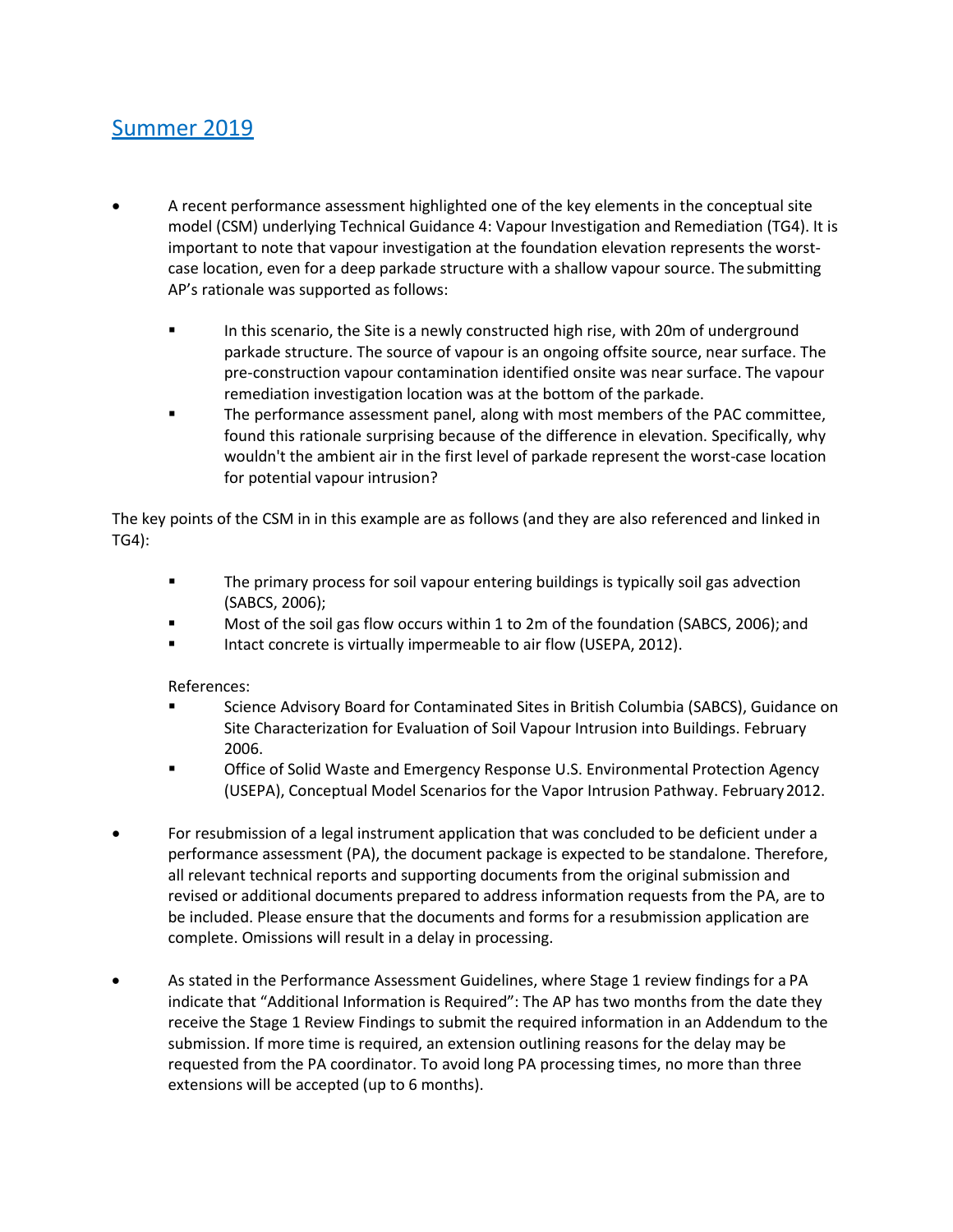## Summer 2019

- A recent performance assessment highlighted one of the key elements in the conceptual site model (CSM) underlying Technical Guidance 4: Vapour Investigation and Remediation (TG4). It is important to note that vapour investigation at the foundation elevation represents the worst-case location, even for a deep parkade structure with a shallow vapour source. The submitting AP's rationale was supported as follows:

    - In this scenario, the Site is a newly constructed high rise, with 20m of underground parkade structure. The source of vapour is an ongoing offsite source, near surface. The pre-construction vapour contamination identified onsite was near surface. The vapour remediation investigation location was at the bottom of the parkade.
    - The performance assessment panel, along with most members of the PAC committee, found this rationale surprising because of the difference in elevation. Specifically, why wouldn't the ambient air in the first level of parkade represent the worst-case location for potential vapour intrusion?

The key points of the CSM in in this example are as follows (and they are also referenced and linked in TG4):

- The primary process for soil vapour entering buildings is typically soil gas advection (SABCS, 2006);
- Most of the soil gas flow occurs within 1 to 2m of the foundation (SABCS, 2006); and
- Intact concrete is virtually impermeable to air flow (USEPA, 2012).

References:

- Science Advisory Board for Contaminated Sites in British Columbia (SABCS), Guidance on Site Characterization for Evaluation of Soil Vapour Intrusion into Buildings. February 2006.
- Office of Solid Waste and Emergency Response U.S. Environmental Protection Agency (USEPA), Conceptual Model Scenarios for the Vapor Intrusion Pathway. February 2012.

- For resubmission of a legal instrument application that was concluded to be deficient under a performance assessment (PA), the document package is expected to be standalone. Therefore, all relevant technical reports and supporting documents from the original submission and revised or additional documents prepared to address information requests from the PA, are to be included. Please ensure that the documents and forms for a resubmission application are complete. Omissions will result in a delay in processing.

- As stated in the Performance Assessment Guidelines, where Stage 1 review findings for a PA indicate that "Additional Information is Required": The AP has two months from the date they receive the Stage 1 Review Findings to submit the required information in an Addendum to the submission. If more time is required, an extension outlining reasons for the delay may be requested from the PA coordinator. To avoid long PA processing times, no more than three extensions will be accepted (up to 6 months).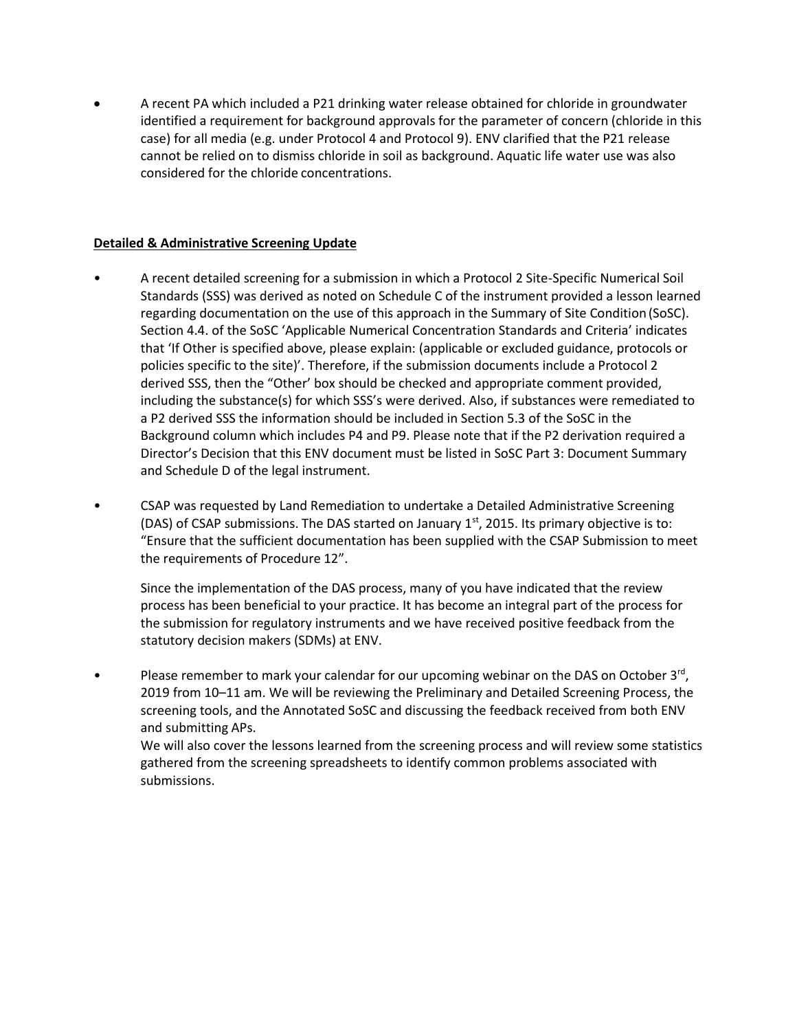- A recent PA which included a P21 drinking water release obtained for chloride in groundwater identified a requirement for background approvals for the parameter of concern (chloride in this case) for all media (e.g. under Protocol 4 and Protocol 9). ENV clarified that the P21 release cannot be relied on to dismiss chloride in soil as background. Aquatic life water use was also considered for the chloride concentrations.

**Detailed & Administrative Screening Update**

- A recent detailed screening for a submission in which a Protocol 2 Site-Specific Numerical Soil Standards (SSS) was derived as noted on Schedule C of the instrument provided a lesson learned regarding documentation on the use of this approach in the Summary of Site Condition (SoSC). Section 4.4. of the SoSC 'Applicable Numerical Concentration Standards and Criteria' indicates that 'If Other is specified above, please explain: (applicable or excluded guidance, protocols or policies specific to the site)'. Therefore, if the submission documents include a Protocol 2 derived SSS, then the "Other' box should be checked and appropriate comment provided, including the substance(s) for which SSS's were derived. Also, if substances were remediated to a P2 derived SSS the information should be included in Section 5.3 of the SoSC in the Background column which includes P4 and P9. Please note that if the P2 derivation required a Director's Decision that this ENV document must be listed in SoSC Part 3: Document Summary and Schedule D of the legal instrument.

- CSAP was requested by Land Remediation to undertake a Detailed Administrative Screening (DAS) of CSAP submissions. The DAS started on January 1st, 2015. Its primary objective is to: "Ensure that the sufficient documentation has been supplied with the CSAP Submission to meet the requirements of Procedure 12".

  Since the implementation of the DAS process, many of you have indicated that the review process has been beneficial to your practice. It has become an integral part of the process for the submission for regulatory instruments and we have received positive feedback from the statutory decision makers (SDMs) at ENV.

- Please remember to mark your calendar for our upcoming webinar on the DAS on October 3rd, 2019 from 10–11 am. We will be reviewing the Preliminary and Detailed Screening Process, the screening tools, and the Annotated SoSC and discussing the feedback received from both ENV and submitting APs.
  We will also cover the lessons learned from the screening process and will review some statistics gathered from the screening spreadsheets to identify common problems associated with submissions.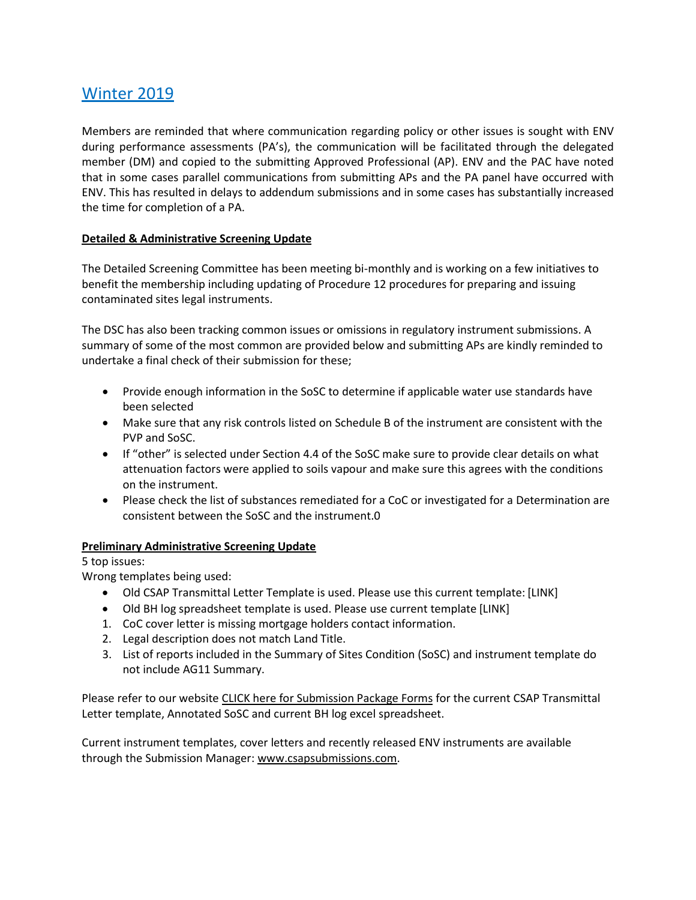## Winter 2019

Members are reminded that where communication regarding policy or other issues is sought with ENV during performance assessments (PA's), the communication will be facilitated through the delegated member (DM) and copied to the submitting Approved Professional (AP). ENV and the PAC have noted that in some cases parallel communications from submitting APs and the PA panel have occurred with ENV. This has resulted in delays to addendum submissions and in some cases has substantially increased the time for completion of a PA.

**Detailed & Administrative Screening Update**

The Detailed Screening Committee has been meeting bi-monthly and is working on a few initiatives to benefit the membership including updating of Procedure 12 procedures for preparing and issuing contaminated sites legal instruments.

The DSC has also been tracking common issues or omissions in regulatory instrument submissions. A summary of some of the most common are provided below and submitting APs are kindly reminded to undertake a final check of their submission for these;

- Provide enough information in the SoSC to determine if applicable water use standards have been selected
- Make sure that any risk controls listed on Schedule B of the instrument are consistent with the PVP and SoSC.
- If "other" is selected under Section 4.4 of the SoSC make sure to provide clear details on what attenuation factors were applied to soils vapour and make sure this agrees with the conditions on the instrument.
- Please check the list of substances remediated for a CoC or investigated for a Determination are consistent between the SoSC and the instrument.0

**Preliminary Administrative Screening Update**

5 top issues:

Wrong templates being used:

- Old CSAP Transmittal Letter Template is used. Please use this current template: [LINK]
- Old BH log spreadsheet template is used. Please use current template [LINK]

1. CoC cover letter is missing mortgage holders contact information.
2. Legal description does not match Land Title.
3. List of reports included in the Summary of Sites Condition (SoSC) and instrument template do not include AG11 Summary.

Please refer to our website CLICK here for Submission Package Forms for the current CSAP Transmittal Letter template, Annotated SoSC and current BH log excel spreadsheet.

Current instrument templates, cover letters and recently released ENV instruments are available through the Submission Manager: www.csapsubmissions.com.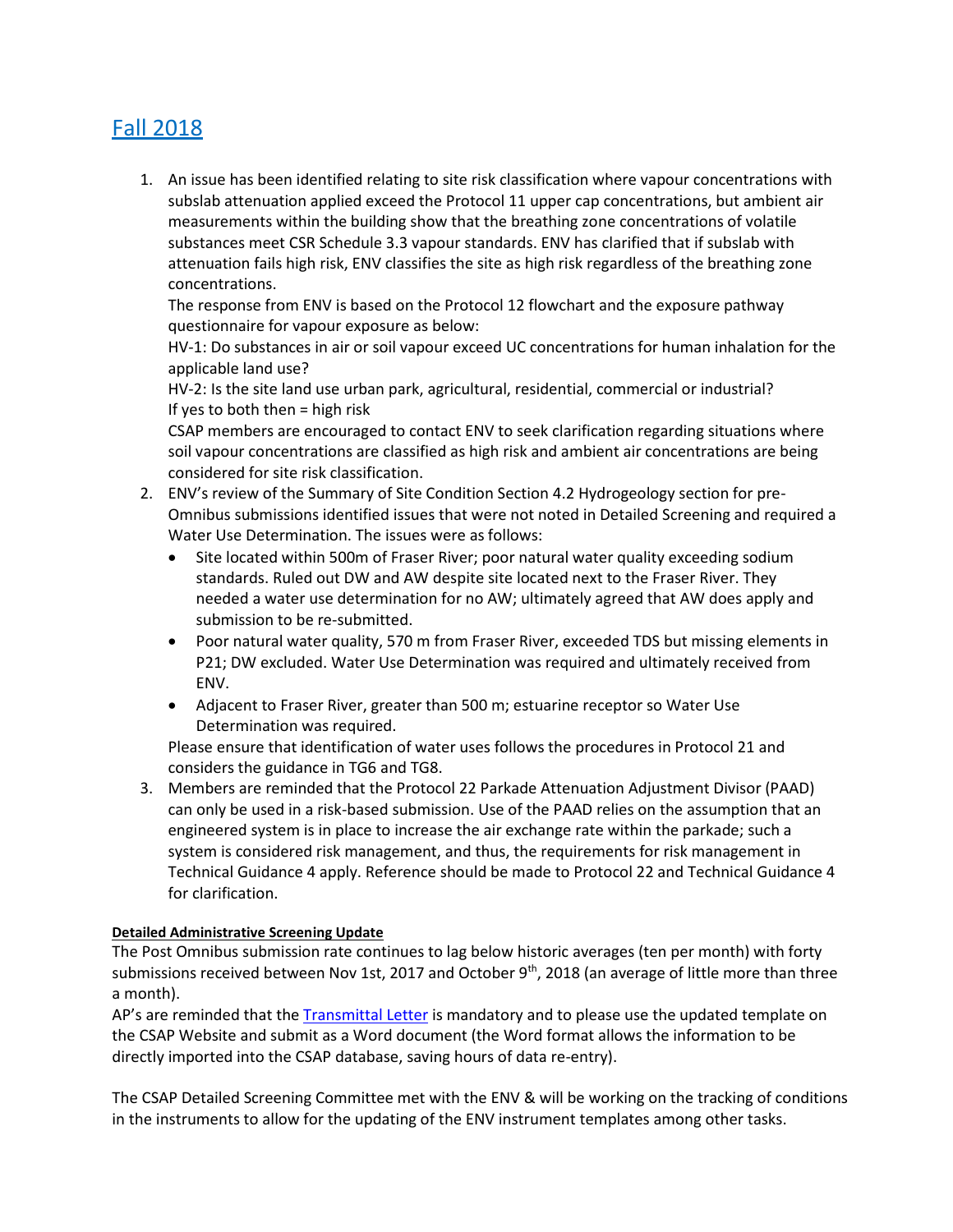## [Fall 2018]()

1. An issue has been identified relating to site risk classification where vapour concentrations with subslab attenuation applied exceed the Protocol 11 upper cap concentrations, but ambient air measurements within the building show that the breathing zone concentrations of volatile substances meet CSR Schedule 3.3 vapour standards. ENV has clarified that if subslab with attenuation fails high risk, ENV classifies the site as high risk regardless of the breathing zone concentrations.
   The response from ENV is based on the Protocol 12 flowchart and the exposure pathway questionnaire for vapour exposure as below:
   HV-1: Do substances in air or soil vapour exceed UC concentrations for human inhalation for the applicable land use?
   HV-2: Is the site land use urban park, agricultural, residential, commercial or industrial?
   If yes to both then = high risk
   CSAP members are encouraged to contact ENV to seek clarification regarding situations where soil vapour concentrations are classified as high risk and ambient air concentrations are being considered for site risk classification.
2. ENV's review of the Summary of Site Condition Section 4.2 Hydrogeology section for pre-Omnibus submissions identified issues that were not noted in Detailed Screening and required a Water Use Determination. The issues were as follows:
   - Site located within 500m of Fraser River; poor natural water quality exceeding sodium standards. Ruled out DW and AW despite site located next to the Fraser River. They needed a water use determination for no AW; ultimately agreed that AW does apply and submission to be re-submitted.
   - Poor natural water quality, 570 m from Fraser River, exceeded TDS but missing elements in P21; DW excluded. Water Use Determination was required and ultimately received from ENV.
   - Adjacent to Fraser River, greater than 500 m; estuarine receptor so Water Use Determination was required.

   Please ensure that identification of water uses follows the procedures in Protocol 21 and considers the guidance in TG6 and TG8.
3. Members are reminded that the Protocol 22 Parkade Attenuation Adjustment Divisor (PAAD) can only be used in a risk-based submission. Use of the PAAD relies on the assumption that an engineered system is in place to increase the air exchange rate within the parkade; such a system is considered risk management, and thus, the requirements for risk management in Technical Guidance 4 apply. Reference should be made to Protocol 22 and Technical Guidance 4 for clarification.

**Detailed Administrative Screening Update**

The Post Omnibus submission rate continues to lag below historic averages (ten per month) with forty submissions received between Nov 1st, 2017 and October 9th, 2018 (an average of little more than three a month).

AP's are reminded that the [Transmittal Letter]() is mandatory and to please use the updated template on the CSAP Website and submit as a Word document (the Word format allows the information to be directly imported into the CSAP database, saving hours of data re-entry).

The CSAP Detailed Screening Committee met with the ENV & will be working on the tracking of conditions in the instruments to allow for the updating of the ENV instrument templates among other tasks.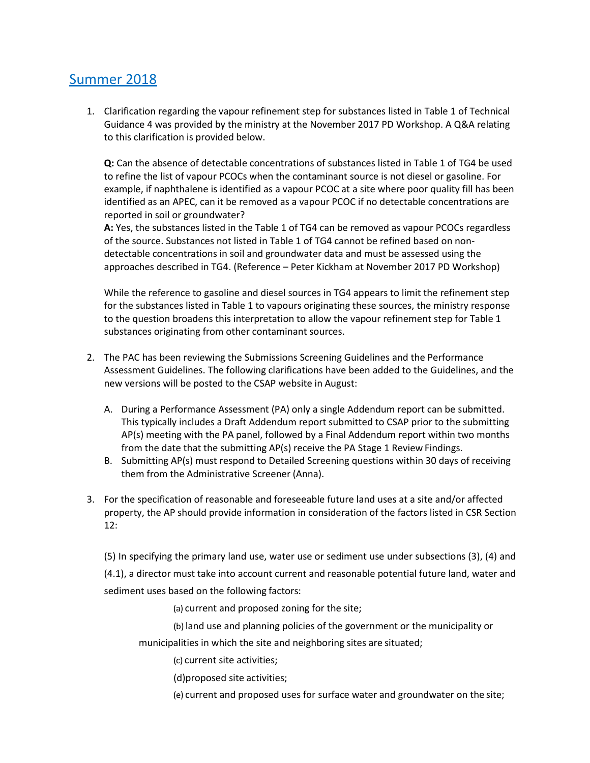## Summer 2018

1. Clarification regarding the vapour refinement step for substances listed in Table 1 of Technical Guidance 4 was provided by the ministry at the November 2017 PD Workshop. A Q&A relating to this clarification is provided below.

   **Q:** Can the absence of detectable concentrations of substances listed in Table 1 of TG4 be used to refine the list of vapour PCOCs when the contaminant source is not diesel or gasoline. For example, if naphthalene is identified as a vapour PCOC at a site where poor quality fill has been identified as an APEC, can it be removed as a vapour PCOC if no detectable concentrations are reported in soil or groundwater?
   **A:** Yes, the substances listed in the Table 1 of TG4 can be removed as vapour PCOCs regardless of the source. Substances not listed in Table 1 of TG4 cannot be refined based on non-detectable concentrations in soil and groundwater data and must be assessed using the approaches described in TG4. (Reference – Peter Kickham at November 2017 PD Workshop)

   While the reference to gasoline and diesel sources in TG4 appears to limit the refinement step for the substances listed in Table 1 to vapours originating these sources, the ministry response to the question broadens this interpretation to allow the vapour refinement step for Table 1 substances originating from other contaminant sources.

2. The PAC has been reviewing the Submissions Screening Guidelines and the Performance Assessment Guidelines. The following clarifications have been added to the Guidelines, and the new versions will be posted to the CSAP website in August:

   A. During a Performance Assessment (PA) only a single Addendum report can be submitted. This typically includes a Draft Addendum report submitted to CSAP prior to the submitting AP(s) meeting with the PA panel, followed by a Final Addendum report within two months from the date that the submitting AP(s) receive the PA Stage 1 Review Findings.
   B. Submitting AP(s) must respond to Detailed Screening questions within 30 days of receiving them from the Administrative Screener (Anna).

3. For the specification of reasonable and foreseeable future land uses at a site and/or affected property, the AP should provide information in consideration of the factors listed in CSR Section 12:

   (5) In specifying the primary land use, water use or sediment use under subsections (3), (4) and (4.1), a director must take into account current and reasonable potential future land, water and sediment uses based on the following factors:

   (a) current and proposed zoning for the site;

   (b) land use and planning policies of the government or the municipality or municipalities in which the site and neighboring sites are situated;

   (c) current site activities;

   (d) proposed site activities;

   (e) current and proposed uses for surface water and groundwater on the site;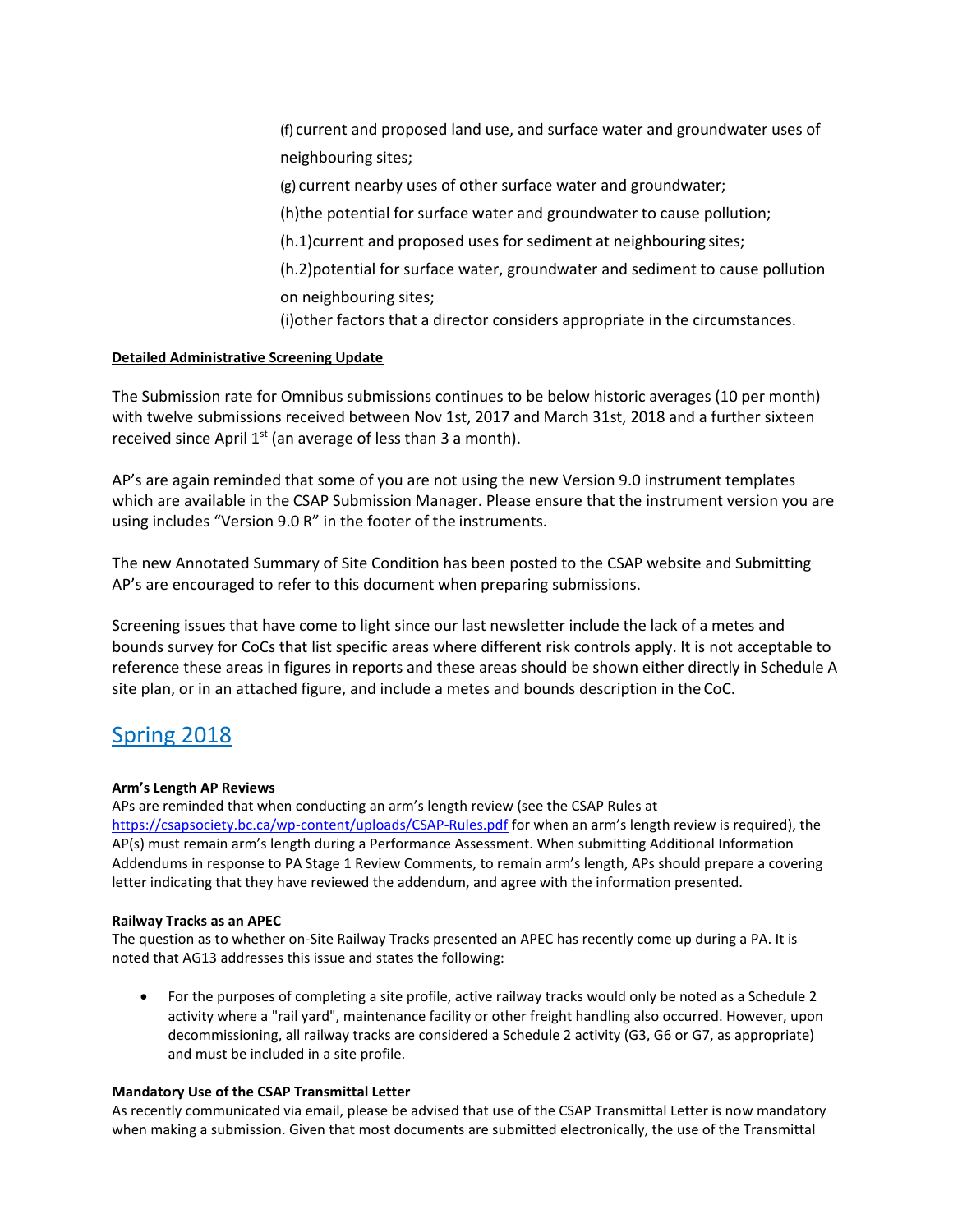(f) current and proposed land use, and surface water and groundwater uses of neighbouring sites;

(g) current nearby uses of other surface water and groundwater;

(h)the potential for surface water and groundwater to cause pollution;

(h.1)current and proposed uses for sediment at neighbouring sites;

(h.2)potential for surface water, groundwater and sediment to cause pollution on neighbouring sites;

(i)other factors that a director considers appropriate in the circumstances.

**Detailed Administrative Screening Update**

The Submission rate for Omnibus submissions continues to be below historic averages (10 per month) with twelve submissions received between Nov 1st, 2017 and March 31st, 2018 and a further sixteen received since April 1st (an average of less than 3 a month).

AP's are again reminded that some of you are not using the new Version 9.0 instrument templates which are available in the CSAP Submission Manager. Please ensure that the instrument version you are using includes "Version 9.0 R" in the footer of the instruments.

The new Annotated Summary of Site Condition has been posted to the CSAP website and Submitting AP's are encouraged to refer to this document when preparing submissions.

Screening issues that have come to light since our last newsletter include the lack of a metes and bounds survey for CoCs that list specific areas where different risk controls apply. It is not acceptable to reference these areas in figures in reports and these areas should be shown either directly in Schedule A site plan, or in an attached figure, and include a metes and bounds description in the CoC.

## Spring 2018

**Arm's Length AP Reviews**

APs are reminded that when conducting an arm's length review (see the CSAP Rules at https://csapsociety.bc.ca/wp-content/uploads/CSAP-Rules.pdf for when an arm's length review is required), the AP(s) must remain arm's length during a Performance Assessment. When submitting Additional Information Addendums in response to PA Stage 1 Review Comments, to remain arm's length, APs should prepare a covering letter indicating that they have reviewed the addendum, and agree with the information presented.

**Railway Tracks as an APEC**

The question as to whether on-Site Railway Tracks presented an APEC has recently come up during a PA. It is noted that AG13 addresses this issue and states the following:

- For the purposes of completing a site profile, active railway tracks would only be noted as a Schedule 2 activity where a "rail yard", maintenance facility or other freight handling also occurred. However, upon decommissioning, all railway tracks are considered a Schedule 2 activity (G3, G6 or G7, as appropriate) and must be included in a site profile.

**Mandatory Use of the CSAP Transmittal Letter**

As recently communicated via email, please be advised that use of the CSAP Transmittal Letter is now mandatory when making a submission. Given that most documents are submitted electronically, the use of the Transmittal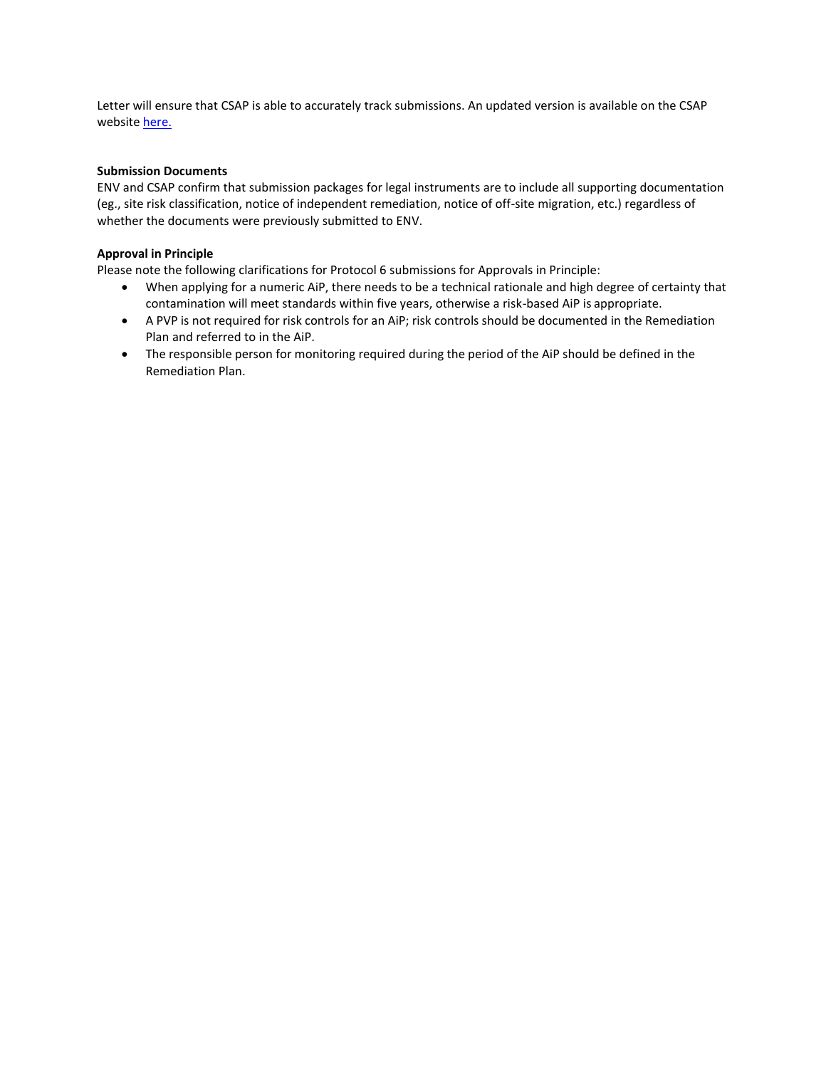Letter will ensure that CSAP is able to accurately track submissions. An updated version is available on the CSAP website here.

**Submission Documents**

ENV and CSAP confirm that submission packages for legal instruments are to include all supporting documentation (eg., site risk classification, notice of independent remediation, notice of off-site migration, etc.) regardless of whether the documents were previously submitted to ENV.

**Approval in Principle**

Please note the following clarifications for Protocol 6 submissions for Approvals in Principle:

- When applying for a numeric AiP, there needs to be a technical rationale and high degree of certainty that contamination will meet standards within five years, otherwise a risk-based AiP is appropriate.
- A PVP is not required for risk controls for an AiP; risk controls should be documented in the Remediation Plan and referred to in the AiP.
- The responsible person for monitoring required during the period of the AiP should be defined in the Remediation Plan.